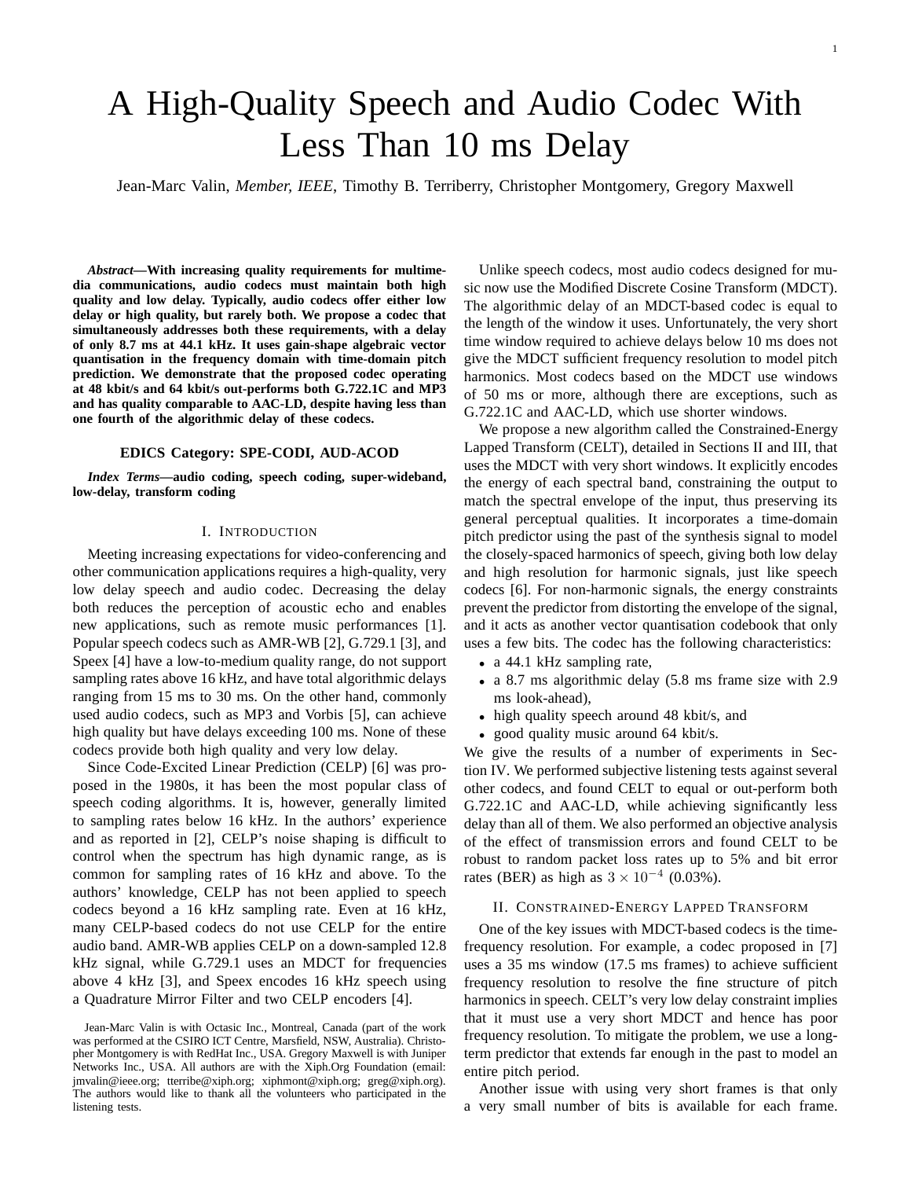# A High-Quality Speech and Audio Codec With Less Than 10 ms Delay

Jean-Marc Valin, *Member, IEEE*, Timothy B. Terriberry, Christopher Montgomery, Gregory Maxwell

***Abstract*—With increasing quality requirements for multimedia communications, audio codecs must maintain both high quality and low delay. Typically, audio codecs offer either low delay or high quality, but rarely both. We propose a codec that simultaneously addresses both these requirements, with a delay of only 8.7 ms at 44.1 kHz. It uses gain-shape algebraic vector quantisation in the frequency domain with time-domain pitch prediction. We demonstrate that the proposed codec operating at 48 kbit/s and 64 kbit/s out-performs both G.722.1C and MP3 and has quality comparable to AAC-LD, despite having less than one fourth of the algorithmic delay of these codecs.**

**EDICS Category: SPE-CODI, AUD-ACOD**

***Index Terms*—audio coding, speech coding, super-wideband, low-delay, transform coding**

## I. Introduction

Meeting increasing expectations for video-conferencing and other communication applications requires a high-quality, very low delay speech and audio codec. Decreasing the delay both reduces the perception of acoustic echo and enables new applications, such as remote music performances [1]. Popular speech codecs such as AMR-WB [2], G.729.1 [3], and Speex [4] have a low-to-medium quality range, do not support sampling rates above 16 kHz, and have total algorithmic delays ranging from 15 ms to 30 ms. On the other hand, commonly used audio codecs, such as MP3 and Vorbis [5], can achieve high quality but have delays exceeding 100 ms. None of these codecs provide both high quality and very low delay.

Since Code-Excited Linear Prediction (CELP) [6] was proposed in the 1980s, it has been the most popular class of speech coding algorithms. It is, however, generally limited to sampling rates below 16 kHz. In the authors' experience and as reported in [2], CELP's noise shaping is difficult to control when the spectrum has high dynamic range, as is common for sampling rates of 16 kHz and above. To the authors' knowledge, CELP has not been applied to speech codecs beyond a 16 kHz sampling rate. Even at 16 kHz, many CELP-based codecs do not use CELP for the entire audio band. AMR-WB applies CELP on a down-sampled 12.8 kHz signal, while G.729.1 uses an MDCT for frequencies above 4 kHz [3], and Speex encodes 16 kHz speech using a Quadrature Mirror Filter and two CELP encoders [4].

Jean-Marc Valin is with Octasic Inc., Montreal, Canada (part of the work was performed at the CSIRO ICT Centre, Marsfield, NSW, Australia). Christopher Montgomery is with RedHat Inc., USA. Gregory Maxwell is with Juniper Networks Inc., USA. All authors are with the Xiph.Org Foundation (email: jmvalin@ieee.org; tterribe@xiph.org; xiphmont@xiph.org; greg@xiph.org). The authors would like to thank all the volunteers who participated in the listening tests.

Unlike speech codecs, most audio codecs designed for music now use the Modified Discrete Cosine Transform (MDCT). The algorithmic delay of an MDCT-based codec is equal to the length of the window it uses. Unfortunately, the very short time window required to achieve delays below 10 ms does not give the MDCT sufficient frequency resolution to model pitch harmonics. Most codecs based on the MDCT use windows of 50 ms or more, although there are exceptions, such as G.722.1C and AAC-LD, which use shorter windows.

We propose a new algorithm called the Constrained-Energy Lapped Transform (CELT), detailed in Sections II and III, that uses the MDCT with very short windows. It explicitly encodes the energy of each spectral band, constraining the output to match the spectral envelope of the input, thus preserving its general perceptual qualities. It incorporates a time-domain pitch predictor using the past of the synthesis signal to model the closely-spaced harmonics of speech, giving both low delay and high resolution for harmonic signals, just like speech codecs [6]. For non-harmonic signals, the energy constraints prevent the predictor from distorting the envelope of the signal, and it acts as another vector quantisation codebook that only uses a few bits. The codec has the following characteristics:

- a 44.1 kHz sampling rate,
- a 8.7 ms algorithmic delay (5.8 ms frame size with 2.9 ms look-ahead),
- high quality speech around 48 kbit/s, and
- good quality music around 64 kbit/s.

We give the results of a number of experiments in Section IV. We performed subjective listening tests against several other codecs, and found CELT to equal or out-perform both G.722.1C and AAC-LD, while achieving significantly less delay than all of them. We also performed an objective analysis of the effect of transmission errors and found CELT to be robust to random packet loss rates up to 5% and bit error rates (BER) as high as $3 \times 10^{-4}$ (0.03%).

## II. Constrained-Energy Lapped Transform

One of the key issues with MDCT-based codecs is the time-frequency resolution. For example, a codec proposed in [7] uses a 35 ms window (17.5 ms frames) to achieve sufficient frequency resolution to resolve the fine structure of pitch harmonics in speech. CELT's very low delay constraint implies that it must use a very short MDCT and hence has poor frequency resolution. To mitigate the problem, we use a long-term predictor that extends far enough in the past to model an entire pitch period.

Another issue with using very short frames is that only a very small number of bits is available for each frame.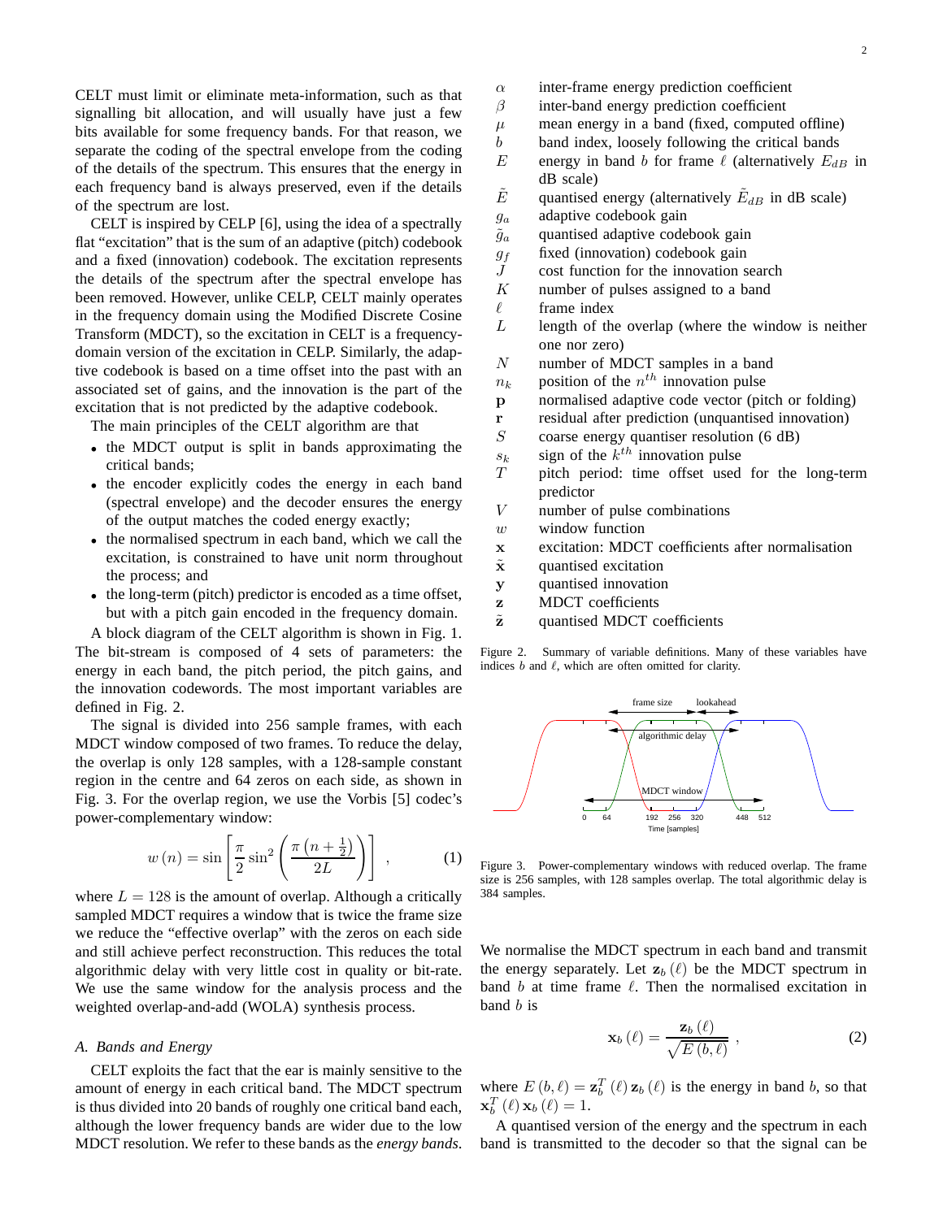CELT must limit or eliminate meta-information, such as that signalling bit allocation, and will usually have just a few bits available for some frequency bands. For that reason, we separate the coding of the spectral envelope from the coding of the details of the spectrum. This ensures that the energy in each frequency band is always preserved, even if the details of the spectrum are lost.

CELT is inspired by CELP [6], using the idea of a spectrally flat "excitation" that is the sum of an adaptive (pitch) codebook and a fixed (innovation) codebook. The excitation represents the details of the spectrum after the spectral envelope has been removed. However, unlike CELP, CELT mainly operates in the frequency domain using the Modified Discrete Cosine Transform (MDCT), so the excitation in CELT is a frequency-domain version of the excitation in CELP. Similarly, the adaptive codebook is based on a time offset into the past with an associated set of gains, and the innovation is the part of the excitation that is not predicted by the adaptive codebook.

The main principles of the CELT algorithm are that

- the MDCT output is split in bands approximating the critical bands;
- the encoder explicitly codes the energy in each band (spectral envelope) and the decoder ensures the energy of the output matches the coded energy exactly;
- the normalised spectrum in each band, which we call the excitation, is constrained to have unit norm throughout the process; and
- the long-term (pitch) predictor is encoded as a time offset, but with a pitch gain encoded in the frequency domain.

A block diagram of the CELT algorithm is shown in Fig. 1. The bit-stream is composed of 4 sets of parameters: the energy in each band, the pitch period, the pitch gains, and the innovation codewords. The most important variables are defined in Fig. 2.

The signal is divided into 256 sample frames, with each MDCT window composed of two frames. To reduce the delay, the overlap is only 128 samples, with a 128-sample constant region in the centre and 64 zeros on each side, as shown in Fig. 3. For the overlap region, we use the Vorbis [5] codec's power-complementary window:

$$w(n) = \sin\left[\frac{\pi}{2}\sin^2\left(\frac{\pi\left(n+\frac{1}{2}\right)}{2L}\right)\right] \;, \tag{1}$$

where $L = 128$ is the amount of overlap. Although a critically sampled MDCT requires a window that is twice the frame size we reduce the "effective overlap" with the zeros on each side and still achieve perfect reconstruction. This reduces the total algorithmic delay with very little cost in quality or bit-rate. We use the same window for the analysis process and the weighted overlap-and-add (WOLA) synthesis process.

### A. Bands and Energy

CELT exploits the fact that the ear is mainly sensitive to the amount of energy in each critical band. The MDCT spectrum is thus divided into 20 bands of roughly one critical band each, although the lower frequency bands are wider due to the low MDCT resolution. We refer to these bands as the *energy bands*.

| | |
|---|---|
| $\alpha$ | inter-frame energy prediction coefficient |
| $\beta$ | inter-band energy prediction coefficient |
| $\mu$ | mean energy in a band (fixed, computed offline) |
| $b$ | band index, loosely following the critical bands |
| $E$ | energy in band $b$ for frame $\ell$ (alternatively $E_{dB}$ in dB scale) |
| $\tilde{E}$ | quantised energy (alternatively $\tilde{E}_{dB}$ in dB scale) |
| $g_a$ | adaptive codebook gain |
| $\tilde{g}_a$ | quantised adaptive codebook gain |
| $g_f$ | fixed (innovation) codebook gain |
| $J$ | cost function for the innovation search |
| $K$ | number of pulses assigned to a band |
| $\ell$ | frame index |
| $L$ | length of the overlap (where the window is neither one nor zero) |
| $N$ | number of MDCT samples in a band |
| $n_k$ | position of the $n^{th}$ innovation pulse |
| $\mathbf{p}$ | normalised adaptive code vector (pitch or folding) |
| $\mathbf{r}$ | residual after prediction (unquantised innovation) |
| $S$ | coarse energy quantiser resolution (6 dB) |
| $s_k$ | sign of the $k^{th}$ innovation pulse |
| $T$ | pitch period: time offset used for the long-term predictor |
| $V$ | number of pulse combinations |
| $w$ | window function |
| $\mathbf{x}$ | excitation: MDCT coefficients after normalisation |
| $\tilde{\mathbf{x}}$ | quantised excitation |
| $\mathbf{y}$ | quantised innovation |
| $\mathbf{z}$ | MDCT coefficients |
| $\tilde{\mathbf{z}}$ | quantised MDCT coefficients |

Figure 2. Summary of variable definitions. Many of these variables have indices $b$ and $\ell$, which are often omitted for clarity.

Figure 3. Power-complementary windows with reduced overlap. The frame size is 256 samples, with 128 samples overlap. The total algorithmic delay is 384 samples.

We normalise the MDCT spectrum in each band and transmit the energy separately. Let $\mathbf{z}_b(\ell)$ be the MDCT spectrum in band $b$ at time frame $\ell$. Then the normalised excitation in band $b$ is

$$\mathbf{x}_b(\ell) = \frac{\mathbf{z}_b(\ell)}{\sqrt{E(b,\ell)}} \;, \tag{2}$$

where $E(b,\ell) = \mathbf{z}_b^T(\ell)\,\mathbf{z}_b(\ell)$ is the energy in band $b$, so that $\mathbf{x}_b^T(\ell)\,\mathbf{x}_b(\ell) = 1$.

A quantised version of the energy and the spectrum in each band is transmitted to the decoder so that the signal can be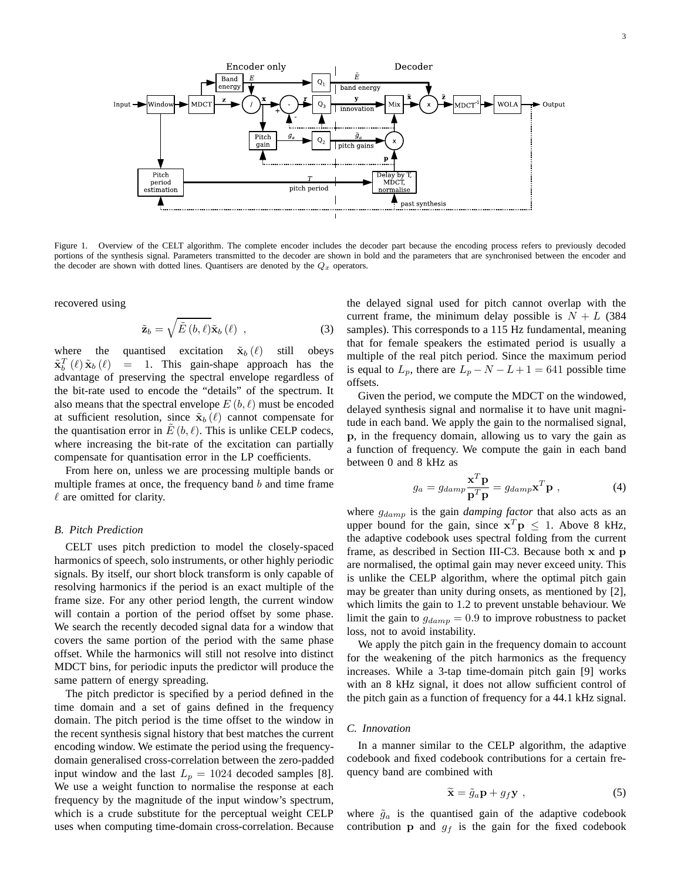Figure 1. Overview of the CELT algorithm. The complete encoder includes the decoder part because the encoding process refers to previously decoded portions of the synthesis signal. Parameters transmitted to the decoder are shown in bold and the parameters that are synchronised between the encoder and the decoder are shown with dotted lines. Quantisers are denoted by the $Q_x$ operators.

recovered using

$$\tilde{\mathbf{z}}_b = \sqrt{\tilde{E}(b,\ell)}\tilde{\mathbf{x}}_b(\ell) \ , \tag{3}$$

where the quantised excitation $\tilde{\mathbf{x}}_b(\ell)$ still obeys $\tilde{\mathbf{x}}_b^T(\ell)\tilde{\mathbf{x}}_b(\ell) = 1$. This gain-shape approach has the advantage of preserving the spectral envelope regardless of the bit-rate used to encode the "details" of the spectrum. It also means that the spectral envelope $E(b,\ell)$ must be encoded at sufficient resolution, since $\tilde{\mathbf{x}}_b(\ell)$ cannot compensate for the quantisation error in $\tilde{E}(b,\ell)$. This is unlike CELP codecs, where increasing the bit-rate of the excitation can partially compensate for quantisation error in the LP coefficients.

From here on, unless we are processing multiple bands or multiple frames at once, the frequency band $b$ and time frame $\ell$ are omitted for clarity.

### B. Pitch Prediction

CELT uses pitch prediction to model the closely-spaced harmonics of speech, solo instruments, or other highly periodic signals. By itself, our short block transform is only capable of resolving harmonics if the period is an exact multiple of the frame size. For any other period length, the current window will contain a portion of the period offset by some phase. We search the recently decoded signal data for a window that covers the same portion of the period with the same phase offset. While the harmonics will still not resolve into distinct MDCT bins, for periodic inputs the predictor will produce the same pattern of energy spreading.

The pitch predictor is specified by a period defined in the time domain and a set of gains defined in the frequency domain. The pitch period is the time offset to the window in the recent synthesis signal history that best matches the current encoding window. We estimate the period using the frequency-domain generalised cross-correlation between the zero-padded input window and the last $L_p = 1024$ decoded samples [8]. We use a weight function to normalise the response at each frequency by the magnitude of the input window's spectrum, which is a crude substitute for the perceptual weight CELP uses when computing time-domain cross-correlation. Because the delayed signal used for pitch cannot overlap with the current frame, the minimum delay possible is $N + L$ (384 samples). This corresponds to a 115 Hz fundamental, meaning that for female speakers the estimated period is usually a multiple of the real pitch period. Since the maximum period is equal to $L_p$, there are $L_p - N - L + 1 = 641$ possible time offsets.

Given the period, we compute the MDCT on the windowed, delayed synthesis signal and normalise it to have unit magnitude in each band. We apply the gain to the normalised signal, $\mathbf{p}$, in the frequency domain, allowing us to vary the gain as a function of frequency. We compute the gain in each band between 0 and 8 kHz as

$$g_a = g_{damp}\frac{\mathbf{x}^T\mathbf{p}}{\mathbf{p}^T\mathbf{p}} = g_{damp}\mathbf{x}^T\mathbf{p} \ , \tag{4}$$

where $g_{damp}$ is the gain *damping factor* that also acts as an upper bound for the gain, since $\mathbf{x}^T\mathbf{p} \leq 1$. Above 8 kHz, the adaptive codebook uses spectral folding from the current frame, as described in Section III-C3. Because both $\mathbf{x}$ and $\mathbf{p}$ are normalised, the optimal gain may never exceed unity. This is unlike the CELP algorithm, where the optimal pitch gain may be greater than unity during onsets, as mentioned by [2], which limits the gain to 1.2 to prevent unstable behaviour. We limit the gain to $g_{damp} = 0.9$ to improve robustness to packet loss, not to avoid instability.

We apply the pitch gain in the frequency domain to account for the weakening of the pitch harmonics as the frequency increases. While a 3-tap time-domain pitch gain [9] works with an 8 kHz signal, it does not allow sufficient control of the pitch gain as a function of frequency for a 44.1 kHz signal.

### C. Innovation

In a manner similar to the CELP algorithm, the adaptive codebook and fixed codebook contributions for a certain frequency band are combined with

$$\widetilde{\mathbf{x}} = \tilde{g}_a\mathbf{p} + g_f\mathbf{y} \ , \tag{5}$$

where $\tilde{g}_a$ is the quantised gain of the adaptive codebook contribution $\mathbf{p}$ and $g_f$ is the gain for the fixed codebook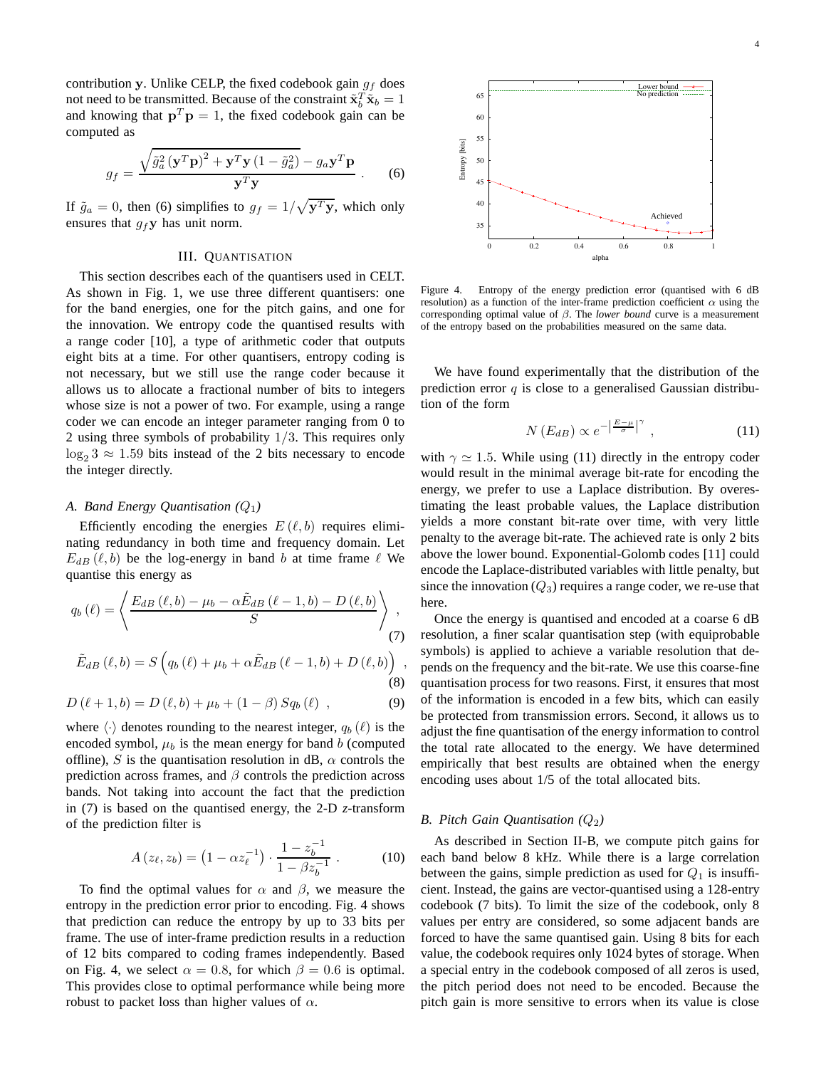contribution $\mathbf{y}$. Unlike CELP, the fixed codebook gain $g_f$ does not need to be transmitted. Because of the constraint $\tilde{\mathbf{x}}_b^T \tilde{\mathbf{x}}_b = 1$ and knowing that $\mathbf{p}^T \mathbf{p} = 1$, the fixed codebook gain can be computed as

$$g_f = \frac{\sqrt{\tilde{g}_a^2 \left(\mathbf{y}^T \mathbf{p}\right)^2 + \mathbf{y}^T \mathbf{y} \left(1 - \tilde{g}_a^2\right)} - g_a \mathbf{y}^T \mathbf{p}}{\mathbf{y}^T \mathbf{y}} . \qquad (6)$$

If $\tilde{g}_a = 0$, then (6) simplifies to $g_f = 1/\sqrt{\mathbf{y}^T \mathbf{y}}$, which only ensures that $g_f \mathbf{y}$ has unit norm.

## III. Quantisation

This section describes each of the quantisers used in CELT. As shown in Fig. 1, we use three different quantisers: one for the band energies, one for the pitch gains, and one for the innovation. We entropy code the quantised results with a range coder [10], a type of arithmetic coder that outputs eight bits at a time. For other quantisers, entropy coding is not necessary, but we still use the range coder because it allows us to allocate a fractional number of bits to integers whose size is not a power of two. For example, using a range coder we can encode an integer parameter ranging from 0 to 2 using three symbols of probability $1/3$. This requires only $\log_2 3 \approx 1.59$ bits instead of the 2 bits necessary to encode the integer directly.

### *A. Band Energy Quantisation ($Q_1$)*

Efficiently encoding the energies $E(\ell, b)$ requires eliminating redundancy in both time and frequency domain. Let $E_{dB}(\ell, b)$ be the log-energy in band $b$ at time frame $\ell$ We quantise this energy as

$$q_b(\ell) = \left\langle \frac{E_{dB}(\ell, b) - \mu_b - \alpha \tilde{E}_{dB}(\ell - 1, b) - D(\ell, b)}{S} \right\rangle , \qquad (7)$$

$$\tilde{E}_{dB}(\ell, b) = S\left(q_b(\ell) + \mu_b + \alpha \tilde{E}_{dB}(\ell - 1, b) + D(\ell, b)\right) , \qquad (8)$$

$$D(\ell + 1, b) = D(\ell, b) + \mu_b + (1 - \beta) S q_b(\ell) , \qquad (9)$$

where $\langle \cdot \rangle$ denotes rounding to the nearest integer, $q_b(\ell)$ is the encoded symbol, $\mu_b$ is the mean energy for band $b$ (computed offline), $S$ is the quantisation resolution in dB, $\alpha$ controls the prediction across frames, and $\beta$ controls the prediction across bands. Not taking into account the fact that the prediction in (7) is based on the quantised energy, the 2-D *z*-transform of the prediction filter is

$$A(z_\ell, z_b) = \left(1 - \alpha z_\ell^{-1}\right) \cdot \frac{1 - z_b^{-1}}{1 - \beta z_b^{-1}} . \qquad (10)$$

To find the optimal values for $\alpha$ and $\beta$, we measure the entropy in the prediction error prior to encoding. Fig. 4 shows that prediction can reduce the entropy by up to 33 bits per frame. The use of inter-frame prediction results in a reduction of 12 bits compared to coding frames independently. Based on Fig. 4, we select $\alpha = 0.8$, for which $\beta = 0.6$ is optimal. This provides close to optimal performance while being more robust to packet loss than higher values of $\alpha$.

Figure 4. Entropy of the energy prediction error (quantised with 6 dB resolution) as a function of the inter-frame prediction coefficient $\alpha$ using the corresponding optimal value of $\beta$. The *lower bound* curve is a measurement of the entropy based on the probabilities measured on the same data.

We have found experimentally that the distribution of the prediction error $q$ is close to a generalised Gaussian distribution of the form

$$N(E_{dB}) \propto e^{-\left|\frac{E-\mu}{\sigma}\right|^\gamma} , \qquad (11)$$

with $\gamma \simeq 1.5$. While using (11) directly in the entropy coder would result in the minimal average bit-rate for encoding the energy, we prefer to use a Laplace distribution. By overestimating the least probable values, the Laplace distribution yields a more constant bit-rate over time, with very little penalty to the average bit-rate. The achieved rate is only 2 bits above the lower bound. Exponential-Golomb codes [11] could encode the Laplace-distributed variables with little penalty, but since the innovation ($Q_3$) requires a range coder, we re-use that here.

Once the energy is quantised and encoded at a coarse 6 dB resolution, a finer scalar quantisation step (with equiprobable symbols) is applied to achieve a variable resolution that depends on the frequency and the bit-rate. We use this coarse-fine quantisation process for two reasons. First, it ensures that most of the information is encoded in a few bits, which can easily be protected from transmission errors. Second, it allows us to adjust the fine quantisation of the energy information to control the total rate allocated to the energy. We have determined empirically that best results are obtained when the energy encoding uses about 1/5 of the total allocated bits.

### *B. Pitch Gain Quantisation ($Q_2$)*

As described in Section II-B, we compute pitch gains for each band below 8 kHz. While there is a large correlation between the gains, simple prediction as used for $Q_1$ is insufficient. Instead, the gains are vector-quantised using a 128-entry codebook (7 bits). To limit the size of the codebook, only 8 values per entry are considered, so some adjacent bands are forced to have the same quantised gain. Using 8 bits for each value, the codebook requires only 1024 bytes of storage. When a special entry in the codebook composed of all zeros is used, the pitch period does not need to be encoded. Because the pitch gain is more sensitive to errors when its value is close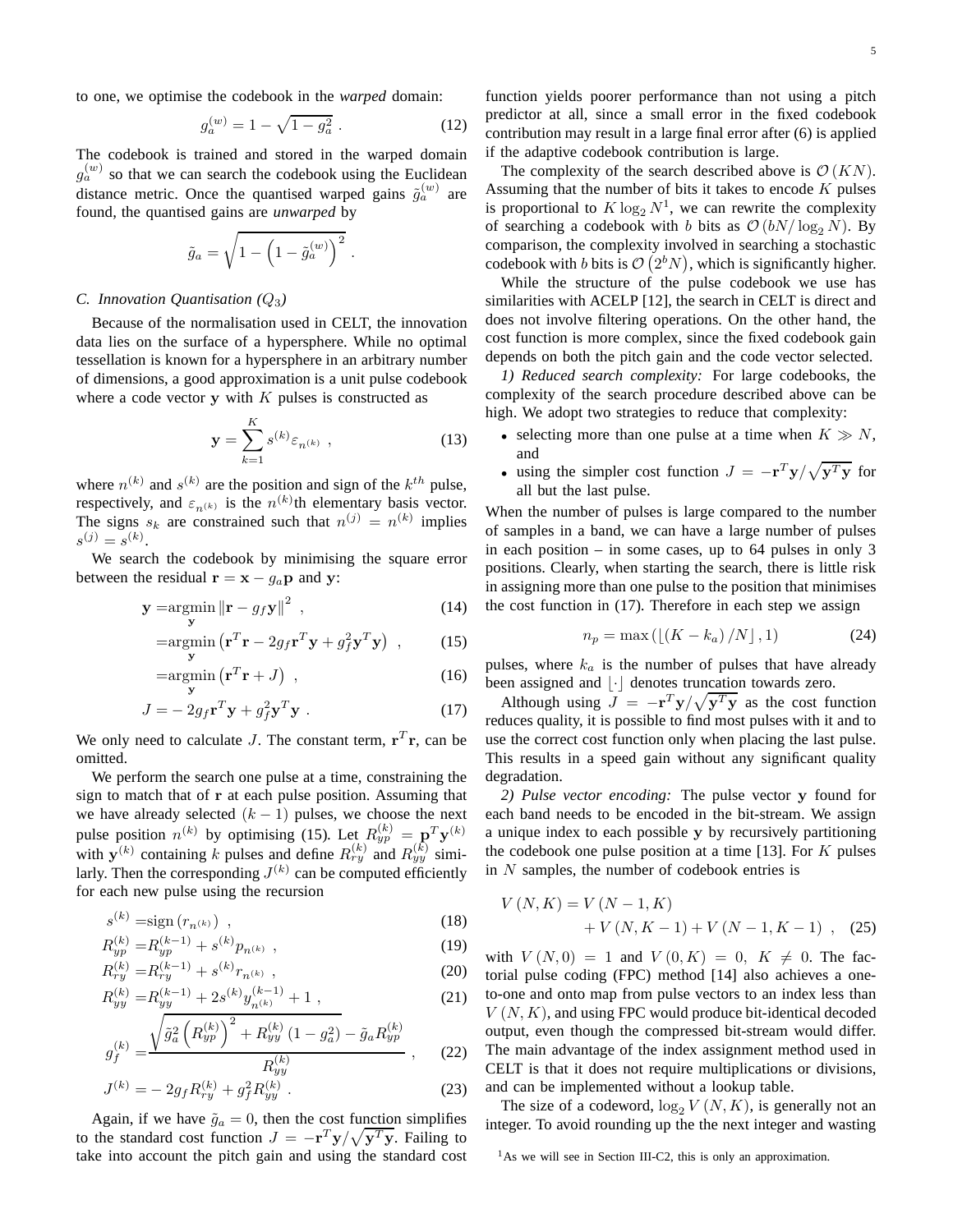to one, we optimise the codebook in the *warped* domain:

$$g_a^{(w)} = 1 - \sqrt{1 - g_a^2} \ . \tag{12}$$

The codebook is trained and stored in the warped domain $g_a^{(w)}$ so that we can search the codebook using the Euclidean distance metric. Once the quantised warped gains $\tilde{g}_a^{(w)}$ are found, the quantised gains are *unwarped* by

$$\tilde{g}_a = \sqrt{1 - \left(1 - \tilde{g}_a^{(w)}\right)^2} \ .$$

### C. Innovation Quantisation ($Q_3$)

Because of the normalisation used in CELT, the innovation data lies on the surface of a hypersphere. While no optimal tessellation is known for a hypersphere in an arbitrary number of dimensions, a good approximation is a unit pulse codebook where a code vector $\mathbf{y}$ with $K$ pulses is constructed as

$$\mathbf{y} = \sum_{k=1}^{K} s^{(k)} \varepsilon_{n^{(k)}} \ , \tag{13}$$

where $n^{(k)}$ and $s^{(k)}$ are the position and sign of the $k^{th}$ pulse, respectively, and $\varepsilon_{n^{(k)}}$ is the $n^{(k)}$th elementary basis vector. The signs $s_k$ are constrained such that $n^{(j)} = n^{(k)}$ implies $s^{(j)} = s^{(k)}$.

We search the codebook by minimising the square error between the residual $\mathbf{r} = \mathbf{x} - g_a \mathbf{p}$ and $\mathbf{y}$:

$$\mathbf{y} = \underset{\mathbf{y}}{\operatorname{argmin}} \left\| \mathbf{r} - g_f \mathbf{y} \right\|^2 \ , \tag{14}$$

$$= \underset{\mathbf{y}}{\operatorname{argmin}} \left( \mathbf{r}^T \mathbf{r} - 2 g_f \mathbf{r}^T \mathbf{y} + g_f^2 \mathbf{y}^T \mathbf{y} \right) \ , \tag{15}$$

$$= \underset{\mathbf{y}}{\operatorname{argmin}} \left( \mathbf{r}^T \mathbf{r} + J \right) \ , \tag{16}$$

$$J = -2 g_f \mathbf{r}^T \mathbf{y} + g_f^2 \mathbf{y}^T \mathbf{y} \ . \tag{17}$$

We only need to calculate $J$. The constant term, $\mathbf{r}^T \mathbf{r}$, can be omitted.

We perform the search one pulse at a time, constraining the sign to match that of $\mathbf{r}$ at each pulse position. Assuming that we have already selected $(k-1)$ pulses, we choose the next pulse position $n^{(k)}$ by optimising (15). Let $R_{yp}^{(k)} = \mathbf{p}^T \mathbf{y}^{(k)}$ with $\mathbf{y}^{(k)}$ containing $k$ pulses and define $R_{ry}^{(k)}$ and $R_{yy}^{(k)}$ similarly. Then the corresponding $J^{(k)}$ can be computed efficiently for each new pulse using the recursion

$$s^{(k)} = \operatorname{sign}\left(r_{n^{(k)}}\right) \ , \tag{18}$$

$$R_{yp}^{(k)} = R_{yp}^{(k-1)} + s^{(k)} p_{n^{(k)}} \ , \tag{19}$$

$$R_{ry}^{(k)} = R_{ry}^{(k-1)} + s^{(k)} r_{n^{(k)}} \ , \tag{20}$$

$$R_{yy}^{(k)} = R_{yy}^{(k-1)} + 2 s^{(k)} y_{n^{(k)}}^{(k-1)} + 1 \ , \tag{21}$$

$$g_f^{(k)} = \frac{\sqrt{\tilde{g}_a^2 \left(R_{yp}^{(k)}\right)^2 + R_{yy}^{(k)} \left(1 - g_a^2\right)} - \tilde{g}_a R_{yp}^{(k)}}{R_{yy}^{(k)}} \ , \tag{22}$$

$$J^{(k)} = -2 g_f R_{ry}^{(k)} + g_f^2 R_{yy}^{(k)} \ . \tag{23}$$

Again, if we have $\tilde{g}_a = 0$, then the cost function simplifies to the standard cost function $J = -\mathbf{r}^T \mathbf{y} / \sqrt{\mathbf{y}^T \mathbf{y}}$. Failing to take into account the pitch gain and using the standard cost function yields poorer performance than not using a pitch predictor at all, since a small error in the fixed codebook contribution may result in a large final error after (6) is applied if the adaptive codebook contribution is large.

The complexity of the search described above is $\mathcal{O}(KN)$. Assuming that the number of bits it takes to encode $K$ pulses is proportional to $K \log_2 N$[1], we can rewrite the complexity of searching a codebook with $b$ bits as $\mathcal{O}(bN / \log_2 N)$. By comparison, the complexity involved in searching a stochastic codebook with $b$ bits is $\mathcal{O}\left(2^b N\right)$, which is significantly higher.

While the structure of the pulse codebook we use has similarities with ACELP [12], the search in CELT is direct and does not involve filtering operations. On the other hand, the cost function is more complex, since the fixed codebook gain depends on both the pitch gain and the code vector selected.

*1) Reduced search complexity:* For large codebooks, the complexity of the search procedure described above can be high. We adopt two strategies to reduce that complexity:

- selecting more than one pulse at a time when $K \gg N$, and
- using the simpler cost function $J = -\mathbf{r}^T \mathbf{y} / \sqrt{\mathbf{y}^T \mathbf{y}}$ for all but the last pulse.

When the number of pulses is large compared to the number of samples in a band, we can have a large number of pulses in each position – in some cases, up to 64 pulses in only 3 positions. Clearly, when starting the search, there is little risk in assigning more than one pulse to the position that minimises the cost function in (17). Therefore in each step we assign

$$n_p = \max\left(\lfloor (K - k_a) / N \rfloor, 1\right) \tag{24}$$

pulses, where $k_a$ is the number of pulses that have already been assigned and $\lfloor \cdot \rfloor$ denotes truncation towards zero.

Although using $J = -\mathbf{r}^T \mathbf{y} / \sqrt{\mathbf{y}^T \mathbf{y}}$ as the cost function reduces quality, it is possible to find most pulses with it and to use the correct cost function only when placing the last pulse. This results in a speed gain without any significant quality degradation.

*2) Pulse vector encoding:* The pulse vector $\mathbf{y}$ found for each band needs to be encoded in the bit-stream. We assign a unique index to each possible $\mathbf{y}$ by recursively partitioning the codebook one pulse position at a time [13]. For $K$ pulses in $N$ samples, the number of codebook entries is

$$V(N, K) = V(N-1, K) + V(N, K-1) + V(N-1, K-1) \ , \tag{25}$$

with $V(N, 0) = 1$ and $V(0, K) = 0, \ K \neq 0$. The factorial pulse coding (FPC) method [14] also achieves a one-to-one and onto map from pulse vectors to an index less than $V(N, K)$, and using FPC would produce bit-identical decoded output, even though the compressed bit-stream would differ. The main advantage of the index assignment method used in CELT is that it does not require multiplications or divisions, and can be implemented without a lookup table.

The size of a codeword, $\log_2 V(N, K)$, is generally not an integer. To avoid rounding up the the next integer and wasting

[1] As we will see in Section III-C2, this is only an approximation.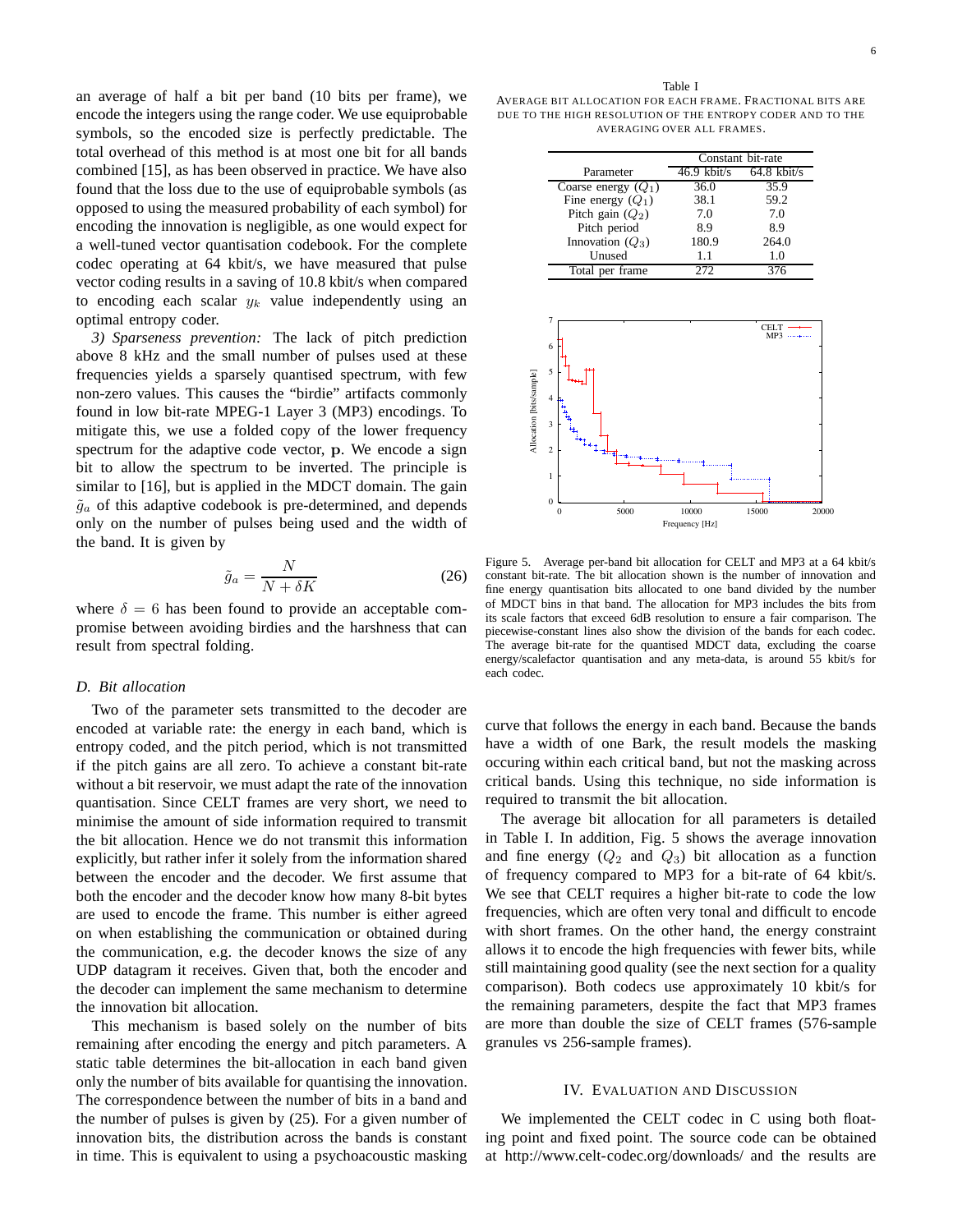an average of half a bit per band (10 bits per frame), we encode the integers using the range coder. We use equiprobable symbols, so the encoded size is perfectly predictable. The total overhead of this method is at most one bit for all bands combined [15], as has been observed in practice. We have also found that the loss due to the use of equiprobable symbols (as opposed to using the measured probability of each symbol) for encoding the innovation is negligible, as one would expect for a well-tuned vector quantisation codebook. For the complete codec operating at 64 kbit/s, we have measured that pulse vector coding results in a saving of 10.8 kbit/s when compared to encoding each scalar $y_k$ value independently using an optimal entropy coder.

*3) Sparseness prevention:* The lack of pitch prediction above 8 kHz and the small number of pulses used at these frequencies yields a sparsely quantised spectrum, with few non-zero values. This causes the "birdie" artifacts commonly found in low bit-rate MPEG-1 Layer 3 (MP3) encodings. To mitigate this, we use a folded copy of the lower frequency spectrum for the adaptive code vector, $\mathbf{p}$. We encode a sign bit to allow the spectrum to be inverted. The principle is similar to [16], but is applied in the MDCT domain. The gain $\tilde{g}_a$ of this adaptive codebook is pre-determined, and depends only on the number of pulses being used and the width of the band. It is given by

$$\tilde{g}_a = \frac{N}{N + \delta K} \tag{26}$$

where $\delta = 6$ has been found to provide an acceptable compromise between avoiding birdies and the harshness that can result from spectral folding.

### D. Bit allocation

Two of the parameter sets transmitted to the decoder are encoded at variable rate: the energy in each band, which is entropy coded, and the pitch period, which is not transmitted if the pitch gains are all zero. To achieve a constant bit-rate without a bit reservoir, we must adapt the rate of the innovation quantisation. Since CELT frames are very short, we need to minimise the amount of side information required to transmit the bit allocation. Hence we do not transmit this information explicitly, but rather infer it solely from the information shared between the encoder and the decoder. We first assume that both the encoder and the decoder know how many 8-bit bytes are used to encode the frame. This number is either agreed on when establishing the communication or obtained during the communication, e.g. the decoder knows the size of any UDP datagram it receives. Given that, both the encoder and the decoder can implement the same mechanism to determine the innovation bit allocation.

This mechanism is based solely on the number of bits remaining after encoding the energy and pitch parameters. A static table determines the bit-allocation in each band given only the number of bits available for quantising the innovation. The correspondence between the number of bits in a band and the number of pulses is given by (25). For a given number of innovation bits, the distribution across the bands is constant in time. This is equivalent to using a psychoacoustic masking curve that follows the energy in each band. Because the bands have a width of one Bark, the result models the masking occuring within each critical band, but not the masking across critical bands. Using this technique, no side information is required to transmit the bit allocation.

Table I
AVERAGE BIT ALLOCATION FOR EACH FRAME. FRACTIONAL BITS ARE DUE TO THE HIGH RESOLUTION OF THE ENTROPY CODER AND TO THE AVERAGING OVER ALL FRAMES.

| Parameter | Constant bit-rate | |
|---|---|---|
| | 46.9 kbit/s | 64.8 kbit/s |
| Coarse energy ($Q_1$) | 36.0 | 35.9 |
| Fine energy ($Q_1$) | 38.1 | 59.2 |
| Pitch gain ($Q_2$) | 7.0 | 7.0 |
| Pitch period | 8.9 | 8.9 |
| Innovation ($Q_3$) | 180.9 | 264.0 |
| Unused | 1.1 | 1.0 |
| Total per frame | 272 | 376 |

Figure 5. Average per-band bit allocation for CELT and MP3 at a 64 kbit/s constant bit-rate. The bit allocation shown is the number of innovation and fine energy quantisation bits allocated to one band divided by the number of MDCT bins in that band. The allocation for MP3 includes the bits from its scale factors that exceed 6dB resolution to ensure a fair comparison. The piecewise-constant lines also show the division of the bands for each codec. The average bit-rate for the quantised MDCT data, excluding the coarse energy/scalefactor quantisation and any meta-data, is around 55 kbit/s for each codec.

The average bit allocation for all parameters is detailed in Table I. In addition, Fig. 5 shows the average innovation and fine energy ($Q_2$ and $Q_3$) bit allocation as a function of frequency compared to MP3 for a bit-rate of 64 kbit/s. We see that CELT requires a higher bit-rate to code the low frequencies, which are often very tonal and difficult to encode with short frames. On the other hand, the energy constraint allows it to encode the high frequencies with fewer bits, while still maintaining good quality (see the next section for a quality comparison). Both codecs use approximately 10 kbit/s for the remaining parameters, despite the fact that MP3 frames are more than double the size of CELT frames (576-sample granules vs 256-sample frames).

## IV. EVALUATION AND DISCUSSION

We implemented the CELT codec in C using both floating point and fixed point. The source code can be obtained at http://www.celt-codec.org/downloads/ and the results are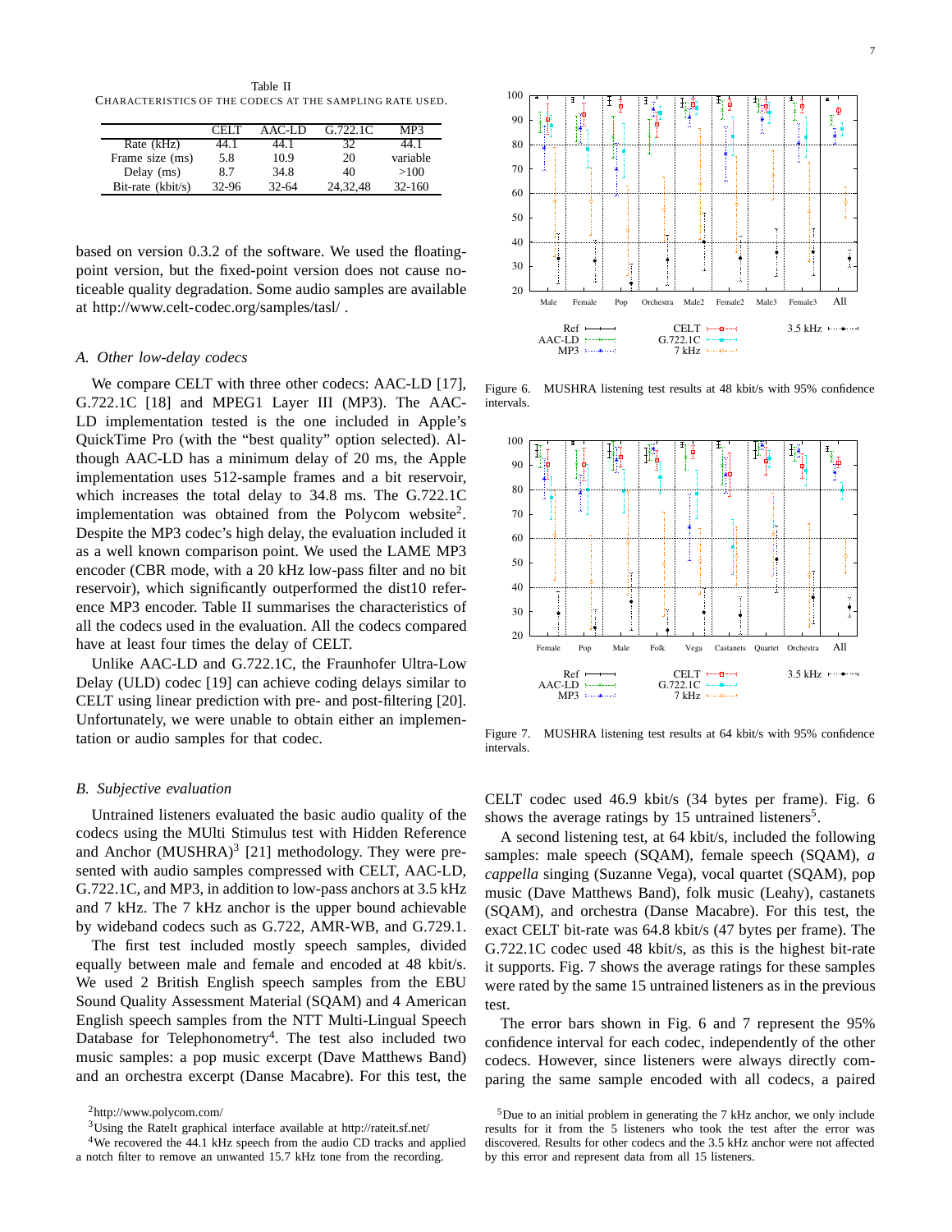Table II
CHARACTERISTICS OF THE CODECS AT THE SAMPLING RATE USED.

| | CELT | AAC-LD | G.722.1C | MP3 |
|---|---|---|---|---|
| Rate (kHz) | 44.1 | 44.1 | 32 | 44.1 |
| Frame size (ms) | 5.8 | 10.9 | 20 | variable |
| Delay (ms) | 8.7 | 34.8 | 40 | >100 |
| Bit-rate (kbit/s) | 32-96 | 32-64 | 24,32,48 | 32-160 |

based on version 0.3.2 of the software. We used the floating-point version, but the fixed-point version does not cause noticeable quality degradation. Some audio samples are available at http://www.celt-codec.org/samples/tasl/ .

### A. Other low-delay codecs

We compare CELT with three other codecs: AAC-LD [17], G.722.1C [18] and MPEG1 Layer III (MP3). The AAC-LD implementation tested is the one included in Apple's QuickTime Pro (with the "best quality" option selected). Although AAC-LD has a minimum delay of 20 ms, the Apple implementation uses 512-sample frames and a bit reservoir, which increases the total delay to 34.8 ms. The G.722.1C implementation was obtained from the Polycom website[2]. Despite the MP3 codec's high delay, the evaluation included it as a well known comparison point. We used the LAME MP3 encoder (CBR mode, with a 20 kHz low-pass filter and no bit reservoir), which significantly outperformed the dist10 reference MP3 encoder. Table II summarises the characteristics of all the codecs used in the evaluation. All the codecs compared have at least four times the delay of CELT.

Unlike AAC-LD and G.722.1C, the Fraunhofer Ultra-Low Delay (ULD) codec [19] can achieve coding delays similar to CELT using linear prediction with pre- and post-filtering [20]. Unfortunately, we were unable to obtain either an implementation or audio samples for that codec.

### B. Subjective evaluation

Untrained listeners evaluated the basic audio quality of the codecs using the MUlti Stimulus test with Hidden Reference and Anchor (MUSHRA)[3] [21] methodology. They were presented with audio samples compressed with CELT, AAC-LD, G.722.1C, and MP3, in addition to low-pass anchors at 3.5 kHz and 7 kHz. The 7 kHz anchor is the upper bound achievable by wideband codecs such as G.722, AMR-WB, and G.729.1.

The first test included mostly speech samples, divided equally between male and female and encoded at 48 kbit/s. We used 2 British English speech samples from the EBU Sound Quality Assessment Material (SQAM) and 4 American English speech samples from the NTT Multi-Lingual Speech Database for Telephonometry[4]. The test also included two music samples: a pop music excerpt (Dave Matthews Band) and an orchestra excerpt (Danse Macabre). For this test, the CELT codec used 46.9 kbit/s (34 bytes per frame). Fig. 6 shows the average ratings by 15 untrained listeners[5].

Figure 6. MUSHRA listening test results at 48 kbit/s with 95% confidence intervals.

Figure 7. MUSHRA listening test results at 64 kbit/s with 95% confidence intervals.

A second listening test, at 64 kbit/s, included the following samples: male speech (SQAM), female speech (SQAM), *a cappella* singing (Suzanne Vega), vocal quartet (SQAM), pop music (Dave Matthews Band), folk music (Leahy), castanets (SQAM), and orchestra (Danse Macabre). For this test, the exact CELT bit-rate was 64.8 kbit/s (47 bytes per frame). The G.722.1C codec used 48 kbit/s, as this is the highest bit-rate it supports. Fig. 7 shows the average ratings for these samples were rated by the same 15 untrained listeners as in the previous test.

The error bars shown in Fig. 6 and 7 represent the 95% confidence interval for each codec, independently of the other codecs. However, since listeners were always directly comparing the same sample encoded with all codecs, a paired

[2] http://www.polycom.com/

[3] Using the RateIt graphical interface available at http://rateit.sf.net/

[4] We recovered the 44.1 kHz speech from the audio CD tracks and applied a notch filter to remove an unwanted 15.7 kHz tone from the recording.

[5] Due to an initial problem in generating the 7 kHz anchor, we only include results for it from the 5 listeners who took the test after the error was discovered. Results for other codecs and the 3.5 kHz anchor were not affected by this error and represent data from all 15 listeners.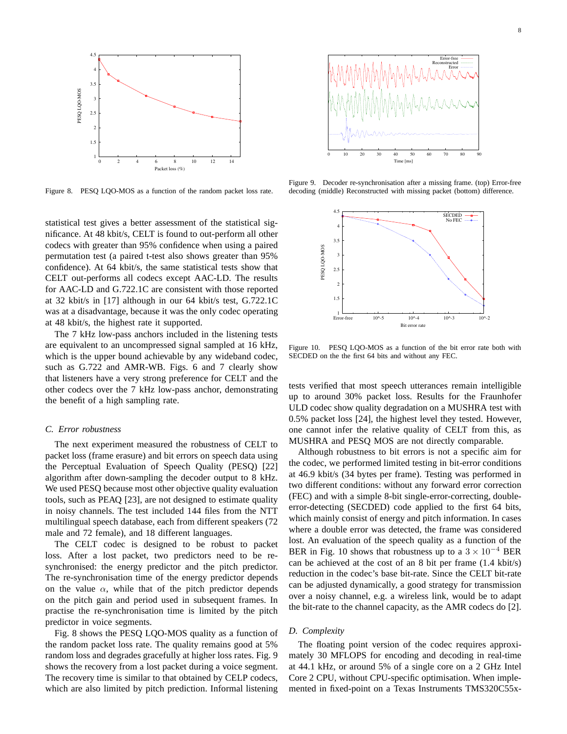Figure 8. PESQ LQO-MOS as a function of the random packet loss rate.

statistical test gives a better assessment of the statistical significance. At 48 kbit/s, CELT is found to out-perform all other codecs with greater than 95% confidence when using a paired permutation test (a paired t-test also shows greater than 95% confidence). At 64 kbit/s, the same statistical tests show that CELT out-performs all codecs except AAC-LD. The results for AAC-LD and G.722.1C are consistent with those reported at 32 kbit/s in [17] although in our 64 kbit/s test, G.722.1C was at a disadvantage, because it was the only codec operating at 48 kbit/s, the highest rate it supported.

The 7 kHz low-pass anchors included in the listening tests are equivalent to an uncompressed signal sampled at 16 kHz, which is the upper bound achievable by any wideband codec, such as G.722 and AMR-WB. Figs. 6 and 7 clearly show that listeners have a very strong preference for CELT and the other codecs over the 7 kHz low-pass anchor, demonstrating the benefit of a high sampling rate.

### C. Error robustness

The next experiment measured the robustness of CELT to packet loss (frame erasure) and bit errors on speech data using the Perceptual Evaluation of Speech Quality (PESQ) [22] algorithm after down-sampling the decoder output to 8 kHz. We used PESQ because most other objective quality evaluation tools, such as PEAQ [23], are not designed to estimate quality in noisy channels. The test included 144 files from the NTT multilingual speech database, each from different speakers (72 male and 72 female), and 18 different languages.

The CELT codec is designed to be robust to packet loss. After a lost packet, two predictors need to be re-synchronised: the energy predictor and the pitch predictor. The re-synchronisation time of the energy predictor depends on the value $\alpha$, while that of the pitch predictor depends on the pitch gain and period used in subsequent frames. In practise the re-synchronisation time is limited by the pitch predictor in voice segments.

Fig. 8 shows the PESQ LQO-MOS quality as a function of the random packet loss rate. The quality remains good at 5% random loss and degrades gracefully at higher loss rates. Fig. 9 shows the recovery from a lost packet during a voice segment. The recovery time is similar to that obtained by CELP codecs, which are also limited by pitch prediction. Informal listening tests verified that most speech utterances remain intelligible up to around 30% packet loss. Results for the Fraunhofer ULD codec show quality degradation on a MUSHRA test with 0.5% packet loss [24], the highest level they tested. However, one cannot infer the relative quality of CELT from this, as MUSHRA and PESQ MOS are not directly comparable.

Figure 9. Decoder re-synchronisation after a missing frame. (top) Error-free decoding (middle) Reconstructed with missing packet (bottom) difference.

Figure 10. PESQ LQO-MOS as a function of the bit error rate both with SECDED on the the first 64 bits and without any FEC.

Although robustness to bit errors is not a specific aim for the codec, we performed limited testing in bit-error conditions at 46.9 kbit/s (34 bytes per frame). Testing was performed in two different conditions: without any forward error correction (FEC) and with a simple 8-bit single-error-correcting, double-error-detecting (SECDED) code applied to the first 64 bits, which mainly consist of energy and pitch information. In cases where a double error was detected, the frame was considered lost. An evaluation of the speech quality as a function of the BER in Fig. 10 shows that robustness up to a $3 \times 10^{-4}$ BER can be achieved at the cost of an 8 bit per frame (1.4 kbit/s) reduction in the codec's base bit-rate. Since the CELT bit-rate can be adjusted dynamically, a good strategy for transmission over a noisy channel, e.g. a wireless link, would be to adapt the bit-rate to the channel capacity, as the AMR codecs do [2].

### D. Complexity

The floating point version of the codec requires approximately 30 MFLOPS for encoding and decoding in real-time at 44.1 kHz, or around 5% of a single core on a 2 GHz Intel Core 2 CPU, without CPU-specific optimisation. When implemented in fixed-point on a Texas Instruments TMS320C55x-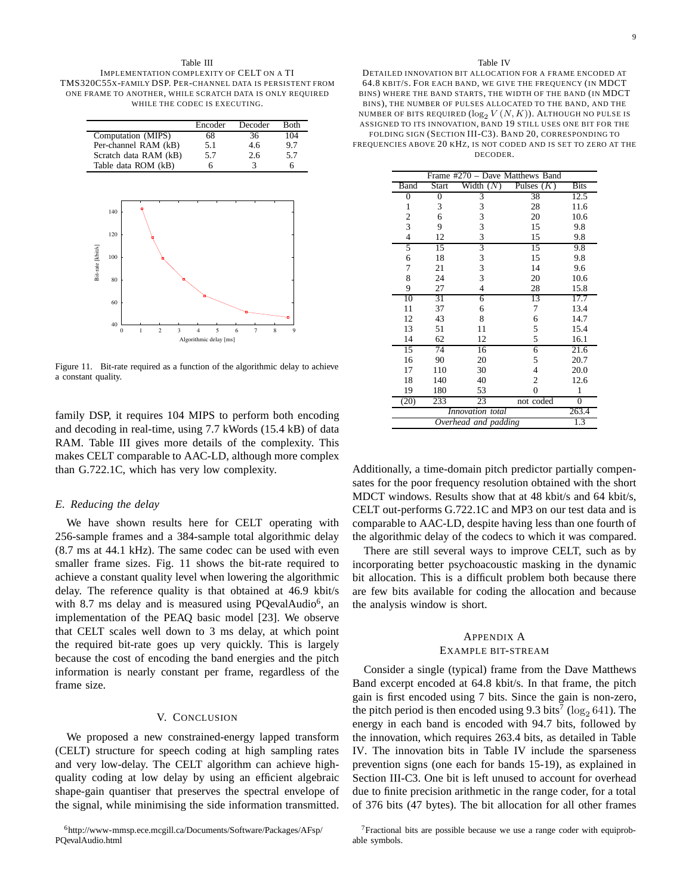Table III

IMPLEMENTATION COMPLEXITY OF CELT ON A TI TMS320C55X-FAMILY DSP. PER-CHANNEL DATA IS PERSISTENT FROM ONE FRAME TO ANOTHER, WHILE SCRATCH DATA IS ONLY REQUIRED WHILE THE CODEC IS EXECUTING.

| | Encoder | Decoder | Both |
|---|---|---|---|
| Computation (MIPS) | 68 | 36 | 104 |
| Per-channel RAM (kB) | 5.1 | 4.6 | 9.7 |
| Scratch data RAM (kB) | 5.7 | 2.6 | 5.7 |
| Table data ROM (kB) | 6 | 3 | 6 |

Figure 11. Bit-rate required as a function of the algorithmic delay to achieve a constant quality.

family DSP, it requires 104 MIPS to perform both encoding and decoding in real-time, using 7.7 kWords (15.4 kB) of data RAM. Table III gives more details of the complexity. This makes CELT comparable to AAC-LD, although more complex than G.722.1C, which has very low complexity.

### E. Reducing the delay

We have shown results here for CELT operating with 256-sample frames and a 384-sample total algorithmic delay (8.7 ms at 44.1 kHz). The same codec can be used with even smaller frame sizes. Fig. 11 shows the bit-rate required to achieve a constant quality level when lowering the algorithmic delay. The reference quality is that obtained at 46.9 kbit/s with 8.7 ms delay and is measured using PQevalAudio[6], an implementation of the PEAQ basic model [23]. We observe that CELT scales well down to 3 ms delay, at which point the required bit-rate goes up very quickly. This is largely because the cost of encoding the band energies and the pitch information is nearly constant per frame, regardless of the frame size.

## V. Conclusion

We proposed a new constrained-energy lapped transform (CELT) structure for speech coding at high sampling rates and very low-delay. The CELT algorithm can achieve high-quality coding at low delay by using an efficient algebraic shape-gain quantiser that preserves the spectral envelope of the signal, while minimising the side information transmitted.

Table IV

DETAILED INNOVATION BIT ALLOCATION FOR A FRAME ENCODED AT 64.8 KBIT/S. FOR EACH BAND, WE GIVE THE FREQUENCY (IN MDCT BINS) WHERE THE BAND STARTS, THE WIDTH OF THE BAND (IN MDCT BINS), THE NUMBER OF PULSES ALLOCATED TO THE BAND, AND THE NUMBER OF BITS REQUIRED ($\log_2 V(N,K)$). ALTHOUGH NO PULSE IS ASSIGNED TO ITS INNOVATION, BAND 19 STILL USES ONE BIT FOR THE FOLDING SIGN (SECTION III-C3). BAND 20, CORRESPONDING TO FREQUENCIES ABOVE 20 KHZ, IS NOT CODED AND IS SET TO ZERO AT THE DECODER.

| Frame #270 – Dave Matthews Band | | | | |
|---|---|---|---|---|
| Band | Start | Width ($N$) | Pulses ($K$) | Bits |
| 0 | 0 | 3 | 38 | 12.5 |
| 1 | 3 | 3 | 28 | 11.6 |
| 2 | 6 | 3 | 20 | 10.6 |
| 3 | 9 | 3 | 15 | 9.8 |
| 4 | 12 | 3 | 15 | 9.8 |
| 5 | 15 | 3 | 15 | 9.8 |
| 6 | 18 | 3 | 15 | 9.8 |
| 7 | 21 | 3 | 14 | 9.6 |
| 8 | 24 | 3 | 20 | 10.6 |
| 9 | 27 | 4 | 28 | 15.8 |
| 10 | 31 | 6 | 13 | 17.7 |
| 11 | 37 | 6 | 7 | 13.4 |
| 12 | 43 | 8 | 6 | 14.7 |
| 13 | 51 | 11 | 5 | 15.4 |
| 14 | 62 | 12 | 5 | 16.1 |
| 15 | 74 | 16 | 6 | 21.6 |
| 16 | 90 | 20 | 5 | 20.7 |
| 17 | 110 | 30 | 4 | 20.0 |
| 18 | 140 | 40 | 2 | 12.6 |
| 19 | 180 | 53 | 0 | 1 |
| (20) | 233 | 23 | not coded | 0 |
| *Innovation total* | | | | 263.4 |
| *Overhead and padding* | | | | 1.3 |

Additionally, a time-domain pitch predictor partially compensates for the poor frequency resolution obtained with the short MDCT windows. Results show that at 48 kbit/s and 64 kbit/s, CELT out-performs G.722.1C and MP3 on our test data and is comparable to AAC-LD, despite having less than one fourth of the algorithmic delay of the codecs to which it was compared.

There are still several ways to improve CELT, such as by incorporating better psychoacoustic masking in the dynamic bit allocation. This is a difficult problem both because there are few bits available for coding the allocation and because the analysis window is short.

## Appendix A
## Example bit-stream

Consider a single (typical) frame from the Dave Matthews Band excerpt encoded at 64.8 kbit/s. In that frame, the pitch gain is first encoded using 7 bits. Since the gain is non-zero, the pitch period is then encoded using 9.3 bits[7] ($\log_2 641$). The energy in each band is encoded with 94.7 bits, followed by the innovation, which requires 263.4 bits, as detailed in Table IV. The innovation bits in Table IV include the sparseness prevention signs (one each for bands 15-19), as explained in Section III-C3. One bit is left unused to account for overhead due to finite precision arithmetic in the range coder, for a total of 376 bits (47 bytes). The bit allocation for all other frames

[6] http://www-mmsp.ece.mcgill.ca/Documents/Software/Packages/AFsp/PQevalAudio.html

[7] Fractional bits are possible because we use a range coder with equiprobable symbols.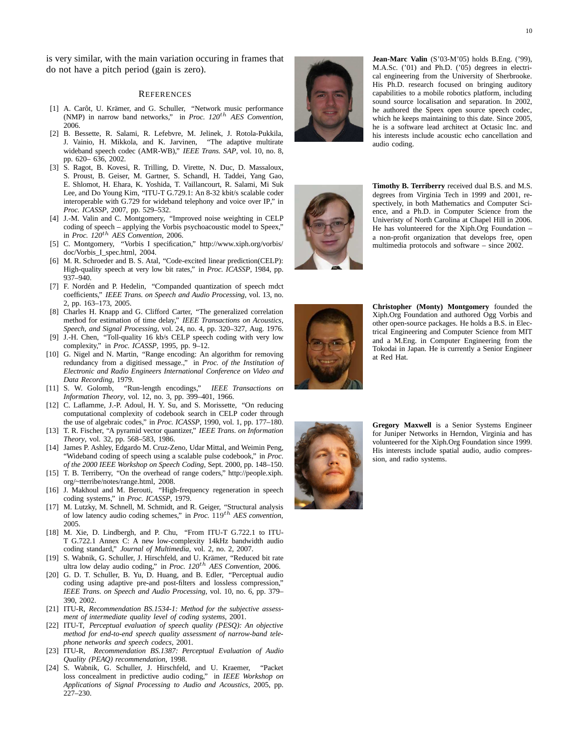is very similar, with the main variation occuring in frames that do not have a pitch period (gain is zero).

## References

[1] A. Carôt, U. Krämer, and G. Schuller, "Network music performance (NMP) in narrow band networks," in *Proc. 120$^{th}$ AES Convention*, 2006.

[2] B. Bessette, R. Salami, R. Lefebvre, M. Jelinek, J. Rotola-Pukkila, J. Vainio, H. Mikkola, and K. Jarvinen, "The adaptive multirate wideband speech codec (AMR-WB)," *IEEE Trans. SAP*, vol. 10, no. 8, pp. 620– 636, 2002.

[3] S. Ragot, B. Kovesi, R. Trilling, D. Virette, N. Duc, D. Massaloux, S. Proust, B. Geiser, M. Gartner, S. Schandl, H. Taddei, Yang Gao, E. Shlomot, H. Ehara, K. Yoshida, T. Vaillancourt, R. Salami, Mi Suk Lee, and Do Young Kim, "ITU-T G.729.1: An 8-32 kbit/s scalable coder interoperable with G.729 for wideband telephony and voice over IP," in *Proc. ICASSP*, 2007, pp. 529–532.

[4] J.-M. Valin and C. Montgomery, "Improved noise weighting in CELP coding of speech – applying the Vorbis psychoacoustic model to Speex," in *Proc. 120$^{th}$ AES Convention*, 2006.

[5] C. Montgomery, "Vorbis I specification," http://www.xiph.org/vorbis/doc/Vorbis_I_spec.html, 2004.

[6] M. R. Schroeder and B. S. Atal, "Code-excited linear prediction(CELP): High-quality speech at very low bit rates," in *Proc. ICASSP*, 1984, pp. 937–940.

[7] F. Nordén and P. Hedelin, "Companded quantization of speech mdct coefficients," *IEEE Trans. on Speech and Audio Processing*, vol. 13, no. 2, pp. 163–173, 2005.

[8] Charles H. Knapp and G. Clifford Carter, "The generalized correlation method for estimation of time delay," *IEEE Transactions on Acoustics, Speech, and Signal Processing*, vol. 24, no. 4, pp. 320–327, Aug. 1976.

[9] J.-H. Chen, "Toll-quality 16 kb/s CELP speech coding with very low complexity," in *Proc. ICASSP*, 1995, pp. 9–12.

[10] G. Nigel and N. Martin, "Range encoding: An algorithm for removing redundancy from a digitised message.," in *Proc. of the Institution of Electronic and Radio Engineers International Conference on Video and Data Recording*, 1979.

[11] S. W. Golomb, "Run-length encodings," *IEEE Transactions on Information Theory*, vol. 12, no. 3, pp. 399–401, 1966.

[12] C. Laflamme, J.-P. Adoul, H. Y. Su, and S. Morissette, "On reducing computational complexity of codebook search in CELP coder through the use of algebraic codes," in *Proc. ICASSP*, 1990, vol. 1, pp. 177–180.

[13] T. R. Fischer, "A pyramid vector quantizer," *IEEE Trans. on Information Theory*, vol. 32, pp. 568–583, 1986.

[14] James P. Ashley, Edgardo M. Cruz-Zeno, Udar Mittal, and Weimin Peng, "Wideband coding of speech using a scalable pulse codebook," in *Proc. of the 2000 IEEE Workshop on Speech Coding*, Sept. 2000, pp. 148–150.

[15] T. B. Terriberry, "On the overhead of range coders," http://people.xiph.org/~tterribe/notes/range.html, 2008.

[16] J. Makhoul and M. Berouti, "High-frequency regeneration in speech coding systems," in *Proc. ICASSP*, 1979.

[17] M. Lutzky, M. Schnell, M. Schmidt, and R. Geiger, "Structural analysis of low latency audio coding schemes," in *Proc. 119$^{th}$ AES convention*, 2005.

[18] M. Xie, D. Lindbergh, and P. Chu, "From ITU-T G.722.1 to ITU-T G.722.1 Annex C: A new low-complexity 14kHz bandwidth audio coding standard," *Journal of Multimedia*, vol. 2, no. 2, 2007.

[19] S. Wabnik, G. Schuller, J. Hirschfeld, and U. Krämer, "Reduced bit rate ultra low delay audio coding," in *Proc. 120$^{th}$ AES Convention*, 2006.

[20] G. D. T. Schuller, B. Yu, D. Huang, and B. Edler, "Perceptual audio coding using adaptive pre-and post-filters and lossless compression," *IEEE Trans. on Speech and Audio Processing*, vol. 10, no. 6, pp. 379–390, 2002.

[21] ITU-R, *Recommendation BS.1534-1: Method for the subjective assessment of intermediate quality level of coding systems*, 2001.

[22] ITU-T, *Perceptual evaluation of speech quality (PESQ): An objective method for end-to-end speech quality assessment of narrow-band telephone networks and speech codecs*, 2001.

[23] ITU-R, *Recommendation BS.1387: Perceptual Evaluation of Audio Quality (PEAQ) recommendation*, 1998.

[24] S. Wabnik, G. Schuller, J. Hirschfeld, and U. Kraemer, "Packet loss concealment in predictive audio coding," in *IEEE Workshop on Applications of Signal Processing to Audio and Acoustics*, 2005, pp. 227–230.

**Jean-Marc Valin** (S'03-M'05) holds B.Eng. ('99), M.A.Sc. ('01) and Ph.D. ('05) degrees in electrical engineering from the University of Sherbrooke. His Ph.D. research focused on bringing auditory capabilities to a mobile robotics platform, including sound source localisation and separation. In 2002, he authored the Speex open source speech codec, which he keeps maintaining to this date. Since 2005, he is a software lead architect at Octasic Inc. and his interests include acoustic echo cancellation and audio coding.

**Timothy B. Terriberry** received dual B.S. and M.S. degrees from Virginia Tech in 1999 and 2001, respectively, in both Mathematics and Computer Science, and a Ph.D. in Computer Science from the Univeristy of North Carolina at Chapel Hill in 2006. He has volunteered for the Xiph.Org Foundation – a non-profit organization that develops free, open multimedia protocols and software – since 2002.

**Christopher (Monty) Montgomery** founded the Xiph.Org Foundation and authored Ogg Vorbis and other open-source packages. He holds a B.S. in Electrical Engineering and Computer Science from MIT and a M.Eng. in Computer Engineering from the Tokodai in Japan. He is currently a Senior Engineer at Red Hat.

**Gregory Maxwell** is a Senior Systems Engineer for Juniper Networks in Herndon, Virginia and has volunteered for the Xiph.Org Foundation since 1999. His interests include spatial audio, audio compression, and radio systems.